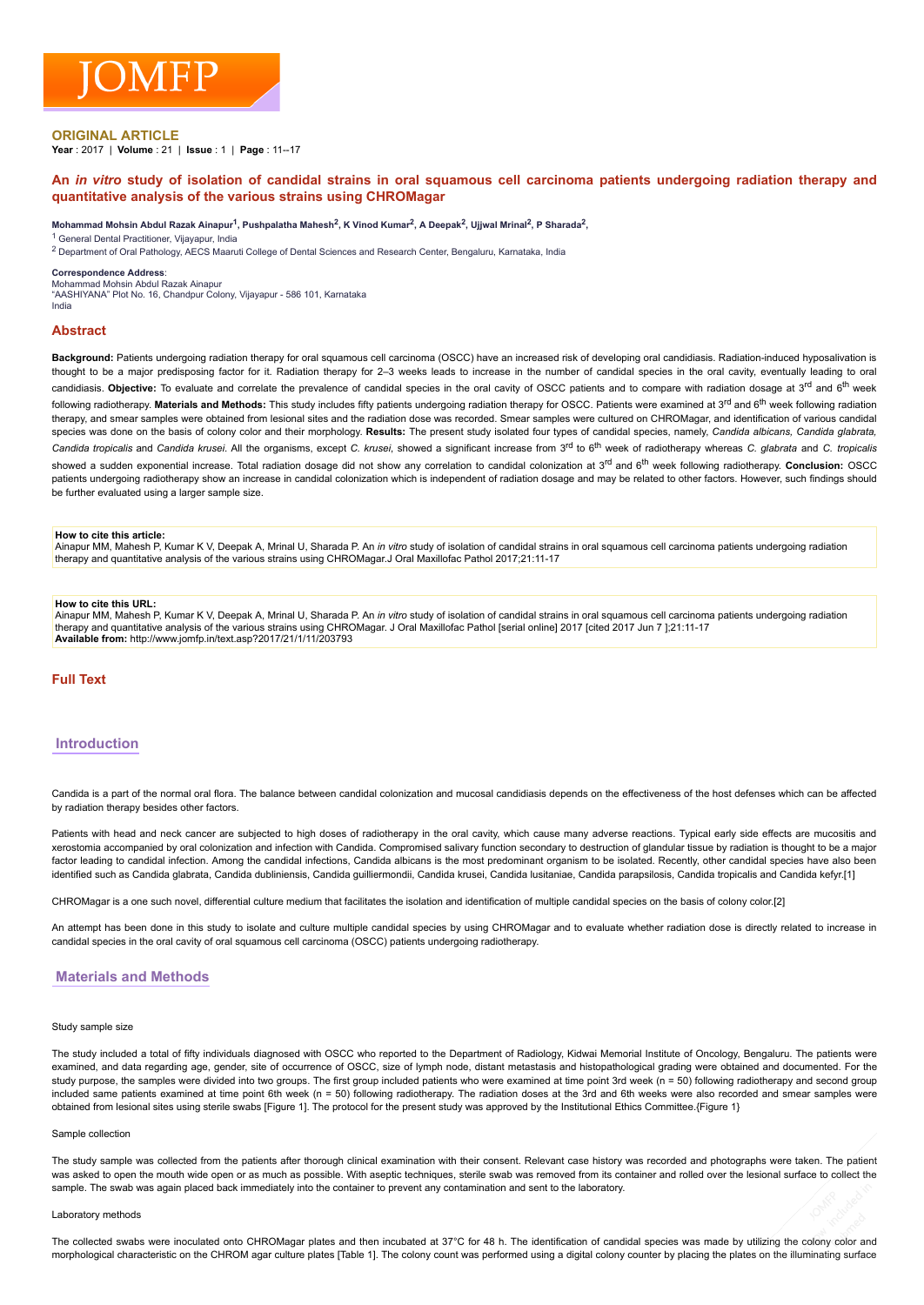# JOMFP

**ORIGINAL ARTICLE**

**Year** : 2017 | **Volume** : 21 | **Issue** : 1 | **Page** : 11--17

## An *in vitro* study of isolation of candidal strains in oral squamous cell carcinoma patients undergoing radiation therapy and quantitative analysis of the various strains using CHROMagar

**Mohammad Mohsin Abdul Razak Ainapur[1], Pushpalatha Mahesh[2], K Vinod Kumar[2], A Deepak[2], Ujjwal Mrinal[2], P Sharada[2],**

[1] General Dental Practitioner, Vijayapur, India

[2] Department of Oral Pathology, AECS Maaruti College of Dental Sciences and Research Center, Bengaluru, Karnataka, India

**Correspondence Address**:
Mohammad Mohsin Abdul Razak Ainapur
"AASHIYANA" Plot No. 16, Chandpur Colony, Vijayapur - 586 101, Karnataka
India

### Abstract

**Background:** Patients undergoing radiation therapy for oral squamous cell carcinoma (OSCC) have an increased risk of developing oral candidiasis. Radiation-induced hyposalivation is thought to be a major predisposing factor for it. Radiation therapy for 2–3 weeks leads to increase in the number of candidal species in the oral cavity, eventually leading to oral candidiasis. **Objective:** To evaluate and correlate the prevalence of candidal species in the oral cavity of OSCC patients and to compare with radiation dosage at 3rd and 6th week following radiotherapy. **Materials and Methods:** This study includes fifty patients undergoing radiation therapy for OSCC. Patients were examined at 3rd and 6th week following radiation therapy, and smear samples were obtained from lesional sites and the radiation dose was recorded. Smear samples were cultured on CHROMagar, and identification of various candidal species was done on the basis of colony color and their morphology. **Results:** The present study isolated four types of candidal species, namely, *Candida albicans, Candida glabrata, Candida tropicalis* and *Candida krusei*. All the organisms, except *C. krusei*, showed a significant increase from 3rd to 6th week of radiotherapy whereas *C. glabrata* and *C. tropicalis* showed a sudden exponential increase. Total radiation dosage did not show any correlation to candidal colonization at 3rd and 6th week following radiotherapy. **Conclusion:** OSCC patients undergoing radiotherapy show an increase in candidal colonization which is independent of radiation dosage and may be related to other factors. However, such findings should be further evaluated using a larger sample size.

**How to cite this article:**
Ainapur MM, Mahesh P, Kumar K V, Deepak A, Mrinal U, Sharada P. An *in vitro* study of isolation of candidal strains in oral squamous cell carcinoma patients undergoing radiation therapy and quantitative analysis of the various strains using CHROMagar.J Oral Maxillofac Pathol 2017;21:11-17

**How to cite this URL:**
Ainapur MM, Mahesh P, Kumar K V, Deepak A, Mrinal U, Sharada P. An *in vitro* study of isolation of candidal strains in oral squamous cell carcinoma patients undergoing radiation therapy and quantitative analysis of the various strains using CHROMagar. J Oral Maxillofac Pathol [serial online] 2017 [cited 2017 Jun 7 ];21:11-17
**Available from:** http://www.jomfp.in/text.asp?2017/21/1/11/203793

### Full Text

### Introduction

Candida is a part of the normal oral flora. The balance between candidal colonization and mucosal candidiasis depends on the effectiveness of the host defenses which can be affected by radiation therapy besides other factors.

Patients with head and neck cancer are subjected to high doses of radiotherapy in the oral cavity, which cause many adverse reactions. Typical early side effects are mucositis and xerostomia accompanied by oral colonization and infection with Candida. Compromised salivary function secondary to destruction of glandular tissue by radiation is thought to be a major factor leading to candidal infection. Among the candidal infections, Candida albicans is the most predominant organism to be isolated. Recently, other candidal species have also been identified such as Candida glabrata, Candida dubliniensis, Candida guilliermondii, Candida krusei, Candida lusitaniae, Candida parapsilosis, Candida tropicalis and Candida kefyr.[1]

CHROMagar is a one such novel, differential culture medium that facilitates the isolation and identification of multiple candidal species on the basis of colony color.[2]

An attempt has been done in this study to isolate and culture multiple candidal species by using CHROMagar and to evaluate whether radiation dose is directly related to increase in candidal species in the oral cavity of oral squamous cell carcinoma (OSCC) patients undergoing radiotherapy.

### Materials and Methods

Study sample size

The study included a total of fifty individuals diagnosed with OSCC who reported to the Department of Radiology, Kidwai Memorial Institute of Oncology, Bengaluru. The patients were examined, and data regarding age, gender, site of occurrence of OSCC, size of lymph node, distant metastasis and histopathological grading were obtained and documented. For the study purpose, the samples were divided into two groups. The first group included patients who were examined at time point 3rd week (n = 50) following radiotherapy and second group included same patients examined at time point 6th week (n = 50) following radiotherapy. The radiation doses at the 3rd and 6th weeks were also recorded and smear samples were obtained from lesional sites using sterile swabs [Figure 1]. The protocol for the present study was approved by the Institutional Ethics Committee.{Figure 1}

Sample collection

The study sample was collected from the patients after thorough clinical examination with their consent. Relevant case history was recorded and photographs were taken. The patient was asked to open the mouth wide open or as much as possible. With aseptic techniques, sterile swab was removed from its container and rolled over the lesional surface to collect the sample. The swab was again placed back immediately into the container to prevent any contamination and sent to the laboratory.

Laboratory methods

The collected swabs were inoculated onto CHROMagar plates and then incubated at 37°C for 48 h. The identification of candidal species was made by utilizing the colony color and morphological characteristic on the CHROM agar culture plates [Table 1]. The colony count was performed using a digital colony counter by placing the plates on the illuminating surface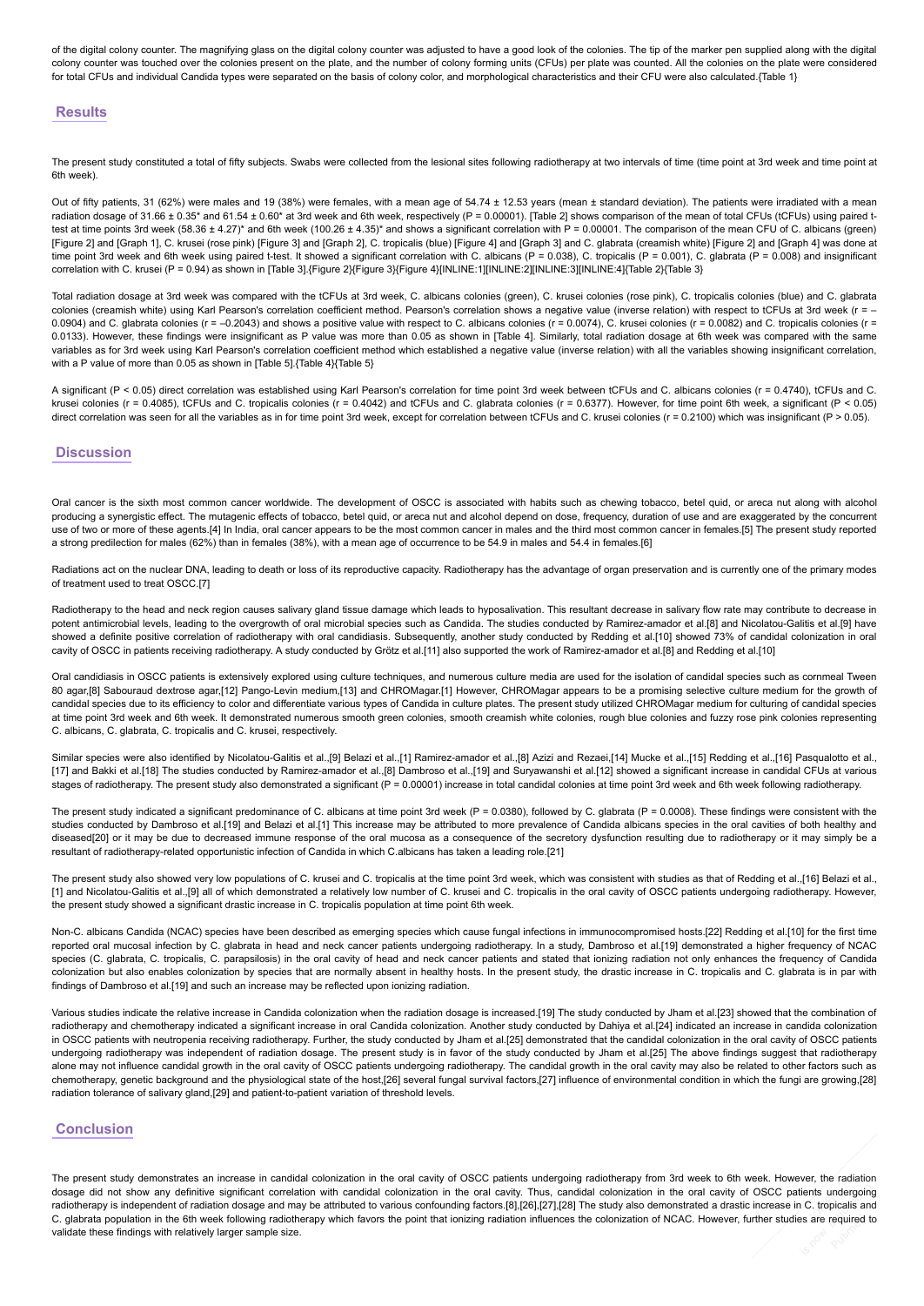of the digital colony counter. The magnifying glass on the digital colony counter was adjusted to have a good look of the colonies. The tip of the marker pen supplied along with the digital colony counter was touched over the colonies present on the plate, and the number of colony forming units (CFUs) per plate was counted. All the colonies on the plate were considered for total CFUs and individual Candida types were separated on the basis of colony color, and morphological characteristics and their CFU were also calculated.{Table 1}

## Results

The present study constituted a total of fifty subjects. Swabs were collected from the lesional sites following radiotherapy at two intervals of time (time point at 3rd week and time point at 6th week).

Out of fifty patients, 31 (62%) were males and 19 (38%) were females, with a mean age of 54.74 ± 12.53 years (mean ± standard deviation). The patients were irradiated with a mean radiation dosage of 31.66 ± 0.35* and 61.54 ± 0.60* at 3rd week and 6th week, respectively (P = 0.00001). [Table 2] shows comparison of the mean of total CFUs (tCFUs) using paired t-test at time points 3rd week (58.36 ± 4.27)* and 6th week (100.26 ± 4.35)* and shows a significant correlation with P = 0.00001. The comparison of the mean CFU of C. albicans (green) [Figure 2] and [Graph 1], C. krusei (rose pink) [Figure 3] and [Graph 2], C. tropicalis (blue) [Figure 4] and [Graph 3] and C. glabrata (creamish white) [Figure 2] and [Graph 4] was done at time point 3rd week and 6th week using paired t-test. It showed a significant correlation with C. albicans (P = 0.038), C. tropicalis (P = 0.001), C. glabrata (P = 0.008) and insignificant correlation with C. krusei (P = 0.94) as shown in [Table 3].{Figure 2}{Figure 3}{Figure 4}[INLINE:1][INLINE:2][INLINE:3][INLINE:4]{Table 2}{Table 3}

Total radiation dosage at 3rd week was compared with the tCFUs at 3rd week, C. albicans colonies (green), C. krusei colonies (rose pink), C. tropicalis colonies (blue) and C. glabrata colonies (creamish white) using Karl Pearson's correlation coefficient method. Pearson's correlation shows a negative value (inverse relation) with respect to tCFUs at 3rd week (r = –0.0904) and C. glabrata colonies (r = –0.2043) and shows a positive value with respect to C. albicans colonies (r = 0.0074), C. krusei colonies (r = 0.0082) and C. tropicalis colonies (r = 0.0133). However, these findings were insignificant as P value was more than 0.05 as shown in [Table 4]. Similarly, total radiation dosage at 6th week was compared with the same variables as for 3rd week using Karl Pearson's correlation coefficient method which established a negative value (inverse relation) with all the variables showing insignificant correlation, with a P value of more than 0.05 as shown in [Table 5].{Table 4}{Table 5}

A significant (P < 0.05) direct correlation was established using Karl Pearson's correlation for time point 3rd week between tCFUs and C. albicans colonies (r = 0.4740), tCFUs and C. krusei colonies (r = 0.4085), tCFUs and C. tropicalis colonies (r = 0.4042) and tCFUs and C. glabrata colonies (r = 0.6377). However, for time point 6th week, a significant (P < 0.05) direct correlation was seen for all the variables as in for time point 3rd week, except for correlation between tCFUs and C. krusei colonies (r = 0.2100) which was insignificant (P > 0.05).

## Discussion

Oral cancer is the sixth most common cancer worldwide. The development of OSCC is associated with habits such as chewing tobacco, betel quid, or areca nut along with alcohol producing a synergistic effect. The mutagenic effects of tobacco, betel quid, or areca nut and alcohol depend on dose, frequency, duration of use and are exaggerated by the concurrent use of two or more of these agents.[4] In India, oral cancer appears to be the most common cancer in males and the third most common cancer in females.[5] The present study reported a strong predilection for males (62%) than in females (38%), with a mean age of occurrence to be 54.9 in males and 54.4 in females.[6]

Radiations act on the nuclear DNA, leading to death or loss of its reproductive capacity. Radiotherapy has the advantage of organ preservation and is currently one of the primary modes of treatment used to treat OSCC.[7]

Radiotherapy to the head and neck region causes salivary gland tissue damage which leads to hyposalivation. This resultant decrease in salivary flow rate may contribute to decrease in potent antimicrobial levels, leading to the overgrowth of oral microbial species such as Candida. The studies conducted by Ramirez-amador et al.[8] and Nicolatou-Galitis et al.[9] have showed a definite positive correlation of radiotherapy with oral candidiasis. Subsequently, another study conducted by Redding et al.[10] showed 73% of candidal colonization in oral cavity of OSCC in patients receiving radiotherapy. A study conducted by Grötz et al.[11] also supported the work of Ramirez-amador et al.[8] and Redding et al.[10]

Oral candidiasis in OSCC patients is extensively explored using culture techniques, and numerous culture media are used for the isolation of candidal species such as cornmeal Tween 80 agar,[8] Sabouraud dextrose agar,[12] Pango-Levin medium,[13] and CHROMagar.[1] However, CHROMagar appears to be a promising selective culture medium for the growth of candidal species due to its efficiency to color and differentiate various types of Candida in culture plates. The present study utilized CHROMagar medium for culturing of candidal species at time point 3rd week and 6th week. It demonstrated numerous smooth green colonies, smooth creamish white colonies, rough blue colonies and fuzzy rose pink colonies representing C. albicans, C. glabrata, C. tropicalis and C. krusei, respectively.

Similar species were also identified by Nicolatou-Galitis et al.,[9] Belazi et al.,[1] Ramirez-amador et al.,[8] Azizi and Rezaei,[14] Mucke et al.,[15] Redding et al.,[16] Pasqualotto et al.,[17] and Bakki et al.[18] The studies conducted by Ramirez-amador et al.,[8] Dambroso et al.,[19] and Suryawanshi et al.[12] showed a significant increase in candidal CFUs at various stages of radiotherapy. The present study also demonstrated a significant (P = 0.00001) increase in total candidal colonies at time point 3rd week and 6th week following radiotherapy.

The present study indicated a significant predominance of C. albicans at time point 3rd week (P = 0.0380), followed by C. glabrata (P = 0.0008). These findings were consistent with the studies conducted by Dambroso et al.[19] and Belazi et al.[1] This increase may be attributed to more prevalence of Candida albicans species in the oral cavities of both healthy and diseased[20] or it may be due to decreased immune response of the oral mucosa as a consequence of the secretory dysfunction resulting due to radiotherapy or it may simply be a resultant of radiotherapy-related opportunistic infection of Candida in which C.albicans has taken a leading role.[21]

The present study also showed very low populations of C. krusei and C. tropicalis at the time point 3rd week, which was consistent with studies as that of Redding et al.,[16] Belazi et al.,[1] and Nicolatou-Galitis et al.,[9] all of which demonstrated a relatively low number of C. krusei and C. tropicalis in the oral cavity of OSCC patients undergoing radiotherapy. However, the present study showed a significant drastic increase in C. tropicalis population at time point 6th week.

Non-C. albicans Candida (NCAC) species have been described as emerging species which cause fungal infections in immunocompromised hosts.[22] Redding et al.[10] for the first time reported oral mucosal infection by C. glabrata in head and neck cancer patients undergoing radiotherapy. In a study, Dambroso et al.[19] demonstrated a higher frequency of NCAC species (C. glabrata, C. tropicalis, C. parapsilosis) in the oral cavity of head and neck cancer patients and stated that ionizing radiation not only enhances the frequency of Candida colonization but also enables colonization by species that are normally absent in healthy hosts. In the present study, the drastic increase in C. tropicalis and C. glabrata is in par with findings of Dambroso et al.[19] and such an increase may be reflected upon ionizing radiation.

Various studies indicate the relative increase in Candida colonization when the radiation dosage is increased.[19] The study conducted by Jham et al.[23] showed that the combination of radiotherapy and chemotherapy indicated a significant increase in oral Candida colonization. Another study conducted by Dahiya et al.[24] indicated an increase in candida colonization in OSCC patients with neutropenia receiving radiotherapy. Further, the study conducted by Jham et al.[25] demonstrated that the candidal colonization in the oral cavity of OSCC patients undergoing radiotherapy was independent of radiation dosage. The present study is in favor of the study conducted by Jham et al.[25] The above findings suggest that radiotherapy alone may not influence candidal growth in the oral cavity of OSCC patients undergoing radiotherapy. The candidal growth in the oral cavity may also be related to other factors such as chemotherapy, genetic background and the physiological state of the host,[26] several fungal survival factors,[27] influence of environmental condition in which the fungi are growing,[28] radiation tolerance of salivary gland,[29] and patient-to-patient variation of threshold levels.

## Conclusion

The present study demonstrates an increase in candidal colonization in the oral cavity of OSCC patients undergoing radiotherapy from 3rd week to 6th week. However, the radiation dosage did not show any definitive significant correlation with candidal colonization in the oral cavity. Thus, candidal colonization in the oral cavity of OSCC patients undergoing radiotherapy is independent of radiation dosage and may be attributed to various confounding factors.[8],[26],[27],[28] The study also demonstrated a drastic increase in C. tropicalis and C. glabrata population in the 6th week following radiotherapy which favors the point that ionizing radiation influences the colonization of NCAC. However, further studies are required to validate these findings with relatively larger sample size.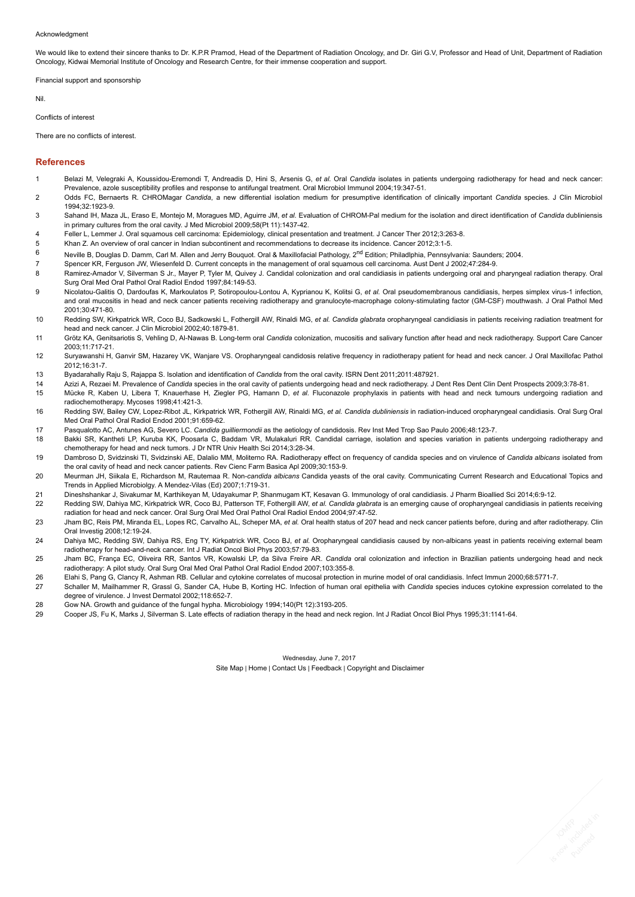Acknowledgment

We would like to extend their sincere thanks to Dr. K.P.R Pramod, Head of the Department of Radiation Oncology, and Dr. Giri G.V, Professor and Head of Unit, Department of Radiation Oncology, Kidwai Memorial Institute of Oncology and Research Centre, for their immense cooperation and support.

Financial support and sponsorship

Nil.

Conflicts of interest

There are no conflicts of interest.

## References

1. Belazi M, Velegraki A, Koussidou-Eremondi T, Andreadis D, Hini S, Arsenis G, *et al.* Oral *Candida* isolates in patients undegoing radiotherapy for head and neck cancer: Prevalence, azole susceptibility profiles and response to antifungal treatment. Oral Microbiol Immunol 2004;19:347-51.
2. Odds FC, Bernaerts R. CHROMagar *Candida*, a new differential isolation medium for presumptive identification of clinically important *Candida* species. J Clin Microbiol 1994;32:1923-9.
3. Sahand IH, Maza JL, Eraso E, Montejo M, Moragues MD, Aguirre JM, *et al.* Evaluation of CHROM-Pal medium for the isolation and direct identification of *Candida* dubliniensis in primary cultures from the oral cavity. J Med Microbiol 2009;58(Pt 11):1437-42.
4. Feller L, Lemmer J. Oral squamous cell carcinoma: Epidemiology, clinical presentation and treatment. J Cancer Ther 2012;3:263-8.
5. Khan Z. An overview of oral cancer in Indian subcontinent and recommendations to decrease its incidence. Cancer 2012;3:1-5.
6. Neville B, Douglas D. Damm, Carl M. Allen and Jerry Bouquot. Oral & Maxillofacial Pathology, 2nd Edition; Philadlphia, Pennsylvania: Saunders; 2004.
7. Spencer KR, Ferguson JW, Wiesenfeld D. Current concepts in the management of oral squamous cell carcinoma. Aust Dent J 2002;47:284-9.
8. Ramirez-Amador V, Silverman S Jr., Mayer P, Tyler M, Quivey J. Candidal colonization and oral candidiasis in patients undergoing oral and pharyngeal radiation therapy. Oral Surg Oral Med Oral Pathol Oral Radiol Endod 1997;84:149-53.
9. Nicolatou-Galitis O, Dardoufas K, Markoulatos P, Sotiropoulou-Lontou A, Kyprianou K, Kolitsi G, *et al.* Oral pseudomembranous candidiasis, herpes simplex virus-1 infection, and oral mucositis in head and neck cancer patients receiving radiotherapy and granulocyte-macrophage colony-stimulating factor (GM-CSF) mouthwash. J Oral Pathol Med 2001;30:471-80.
10. Redding SW, Kirkpatrick WR, Coco BJ, Sadkowski L, Fothergill AW, Rinaldi MG, *et al. Candida glabrata* oropharyngeal candidiasis in patients receiving radiation treatment for head and neck cancer. J Clin Microbiol 2002;40:1879-81.
11. Grötz KA, Genitsariotis S, Vehling D, Al-Nawas B. Long-term oral *Candida* colonization, mucositis and salivary function after head and neck radiotherapy. Support Care Cancer 2003;11:717-21.
12. Suryawanshi H, Ganvir SM, Hazarey VK, Wanjare VS. Oropharyngeal candidosis relative frequency in radiotherapy patient for head and neck cancer. J Oral Maxillofac Pathol 2012;16:31-7.
13. Byadarahally Raju S, Rajappa S. Isolation and identification of *Candida* from the oral cavity. ISRN Dent 2011;2011:487921.
14. Azizi A, Rezaei M. Prevalence of *Candida* species in the oral cavity of patients undergoing head and neck radiotherapy. J Dent Res Dent Clin Dent Prospects 2009;3:78-81.
15. Mücke R, Kaben U, Libera T, Knauerhase H, Ziegler PG, Hamann D, *et al.* Fluconazole prophylaxis in patients with head and neck tumours undergoing radiation and radiochemotherapy. Mycoses 1998;41:421-3.
16. Redding SW, Bailey CW, Lopez-Ribot JL, Kirkpatrick WR, Fothergill AW, Rinaldi MG, *et al. Candida dubliniensis* in radiation-induced oropharyngeal candidiasis. Oral Surg Oral Med Oral Pathol Oral Radiol Endod 2001;91:659-62.
17. Pasqualotto AC, Antunes AG, Severo LC. *Candida guilliermondii* as the aetiology of candidosis. Rev Inst Med Trop Sao Paulo 2006;48:123-7.
18. Bakki SR, Kantheti LP, Kuruba KK, Poosarla C, Baddam VR, Mulakaluri RR. Candidal carriage, isolation and species variation in patients undergoing radiotherapy and chemotherapy for head and neck tumors. J Dr NTR Univ Health Sci 2014;3:28-34.
19. Dambroso D, Svidzinski TI, Svidzinski AE, Dalalio MM, Moliterno RA. Radiotherapy effect on frequency of candida species and on virulence of *Candida albicans* isolated from the oral cavity of head and neck cancer patients. Rev Cienc Farm Basica Apl 2009;30:153-9.
20. Meurman JH, Siikala E, Richardson M, Rautemaa R. Non-*candida albicans* Candida yeasts of the oral cavity. Communicating Current Research and Educational Topics and Trends in Applied Microbiolgy. A Mendez-Vilas (Ed) 2007;1:719-31.
21. Dineshshankar J, Sivakumar M, Karthikeyan M, Udayakumar P, Shanmugam KT, Kesavan G. Immunology of oral candidiasis. J Pharm Bioallied Sci 2014;6:9-12.
22. Redding SW, Dahiya MC, Kirkpatrick WR, Coco BJ, Patterson TF, Fothergill AW, *et al. Candida glabrata* is an emerging cause of oropharyngeal candidiasis in patients receiving radiation for head and neck cancer. Oral Surg Oral Med Oral Pathol Oral Radiol Endod 2004;97:47-52.
23. Jham BC, Reis PM, Miranda EL, Lopes RC, Carvalho AL, Scheper MA, *et al.* Oral health status of 207 head and neck cancer patients before, during and after radiotherapy. Clin Oral Investig 2008;12:19-24.
24. Dahiya MC, Redding SW, Dahiya RS, Eng TY, Kirkpatrick WR, Coco BJ, *et al.* Oropharyngeal candidiasis caused by non-albicans yeast in patients receiving external beam radiotherapy for head-and-neck cancer. Int J Radiat Oncol Biol Phys 2003;57:79-83.
25. Jham BC, França EC, Oliveira RR, Santos VR, Kowalski LP, da Silva Freire AR. *Candida* oral colonization and infection in Brazilian patients undergoing head and neck radiotherapy: A pilot study. Oral Surg Oral Med Oral Pathol Oral Radiol Endod 2007;103:355-8.
26. Elahi S, Pang G, Clancy R, Ashman RB. Cellular and cytokine correlates of mucosal protection in murine model of oral candidiasis. Infect Immun 2000;68:5771-7.
27. Schaller M, Mailhammer R, Grassl G, Sander CA, Hube B, Korting HC. Infection of human oral epithelia with *Candida* species induces cytokine expression correlated to the degree of virulence. J Invest Dermatol 2002;118:652-7.
28. Gow NA. Growth and guidance of the fungal hypha. Microbiology 1994;140(Pt 12):3193-205.
29. Cooper JS, Fu K, Marks J, Silverman S. Late effects of radiation therapy in the head and neck region. Int J Radiat Oncol Biol Phys 1995;31:1141-64.